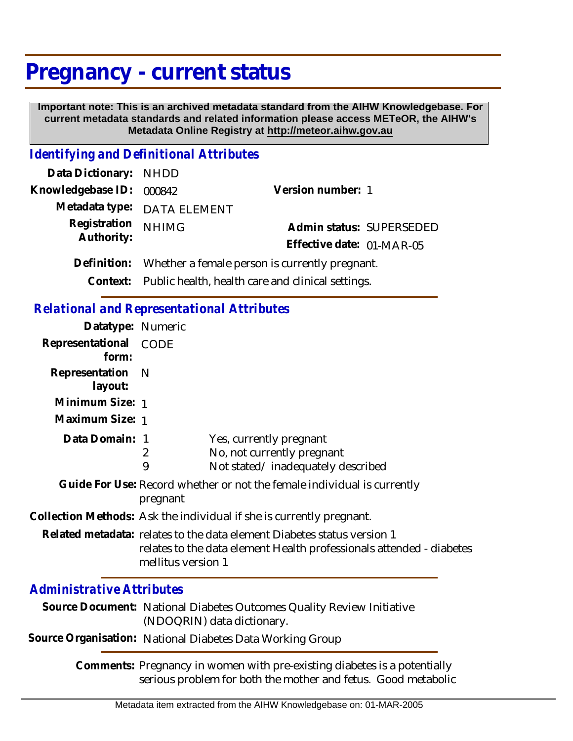# Pregnancy - current status

**Important note: This is an archived metadata standard from the AIHW Knowledgebase. For current metadata standards and related information please access METeOR, the AIHW's Metadata Online Registry at http://meteor.aihw.gov.au**

## *Identifying and Definitional Attributes*

| | | | |
|---|---|---|---|
| **Data Dictionary:** | NHDD | | |
| **Knowledgebase ID:** | 000842 | **Version number:** | 1 |
| **Metadata type:** | DATA ELEMENT | | |
| **Registration Authority:** | NHIMG | **Admin status:** | SUPERSEDED |
| | | **Effective date:** | 01-MAR-05 |

**Definition:** Whether a female person is currently pregnant.

**Context:** Public health, health care and clinical settings.

## *Relational and Representational Attributes*

**Datatype:** Numeric

**Representational form:** CODE

**Representation layout:** N

**Minimum Size:** 1

**Maximum Size:** 1

**Data Domain:**

| | |
|---|---|
| 1 | Yes, currently pregnant |
| 2 | No, not currently pregnant |
| 9 | Not stated/ inadequately described |

**Guide For Use:** Record whether or not the female individual is currently pregnant

**Collection Methods:** Ask the individual if she is currently pregnant.

**Related metadata:** relates to the data element Diabetes status version 1
relates to the data element Health professionals attended - diabetes mellitus version 1

## *Administrative Attributes*

**Source Document:** National Diabetes Outcomes Quality Review Initiative (NDOQRIN) data dictionary.

**Source Organisation:** National Diabetes Data Working Group

**Comments:** Pregnancy in women with pre-existing diabetes is a potentially serious problem for both the mother and fetus. Good metabolic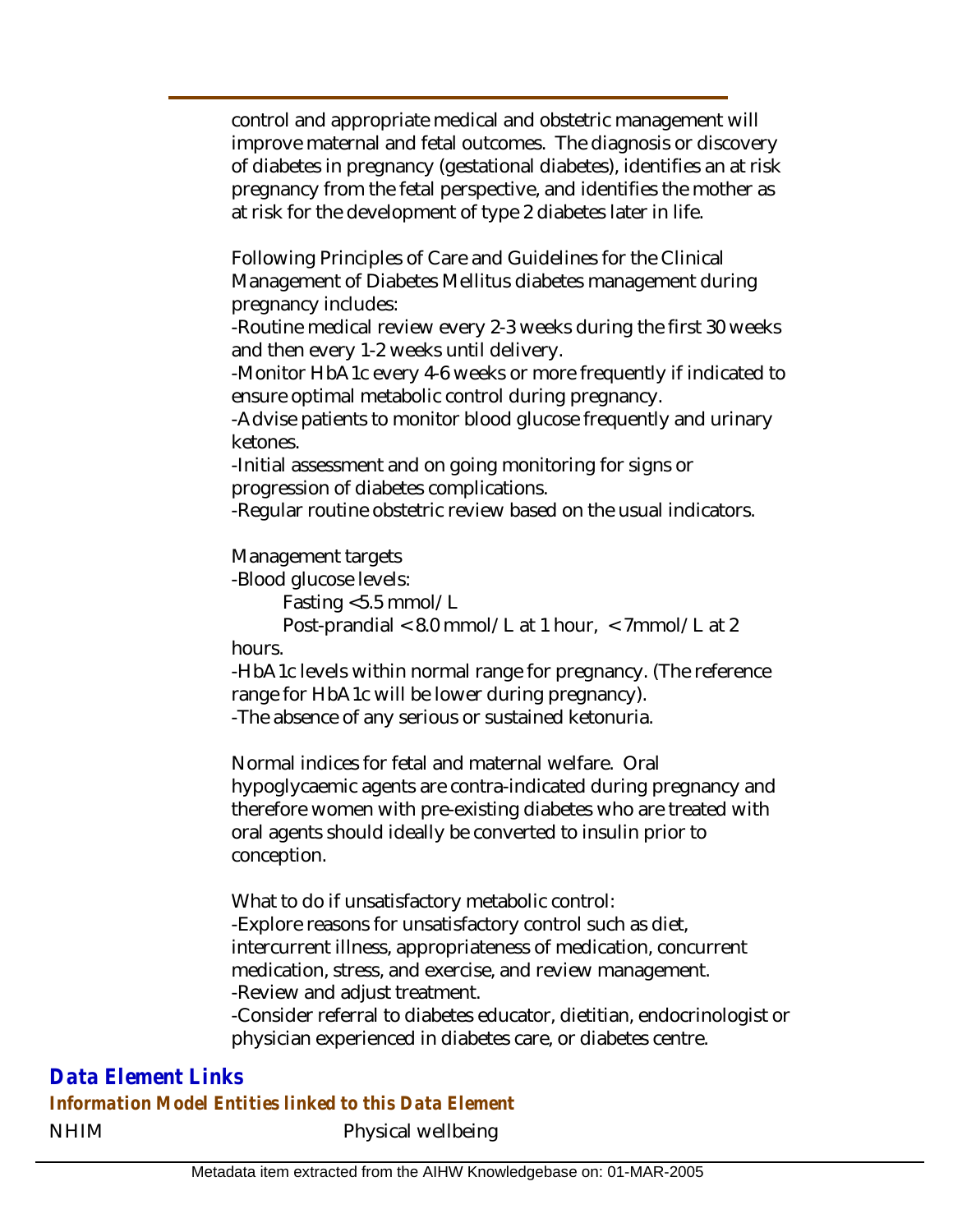control and appropriate medical and obstetric management will improve maternal and fetal outcomes. The diagnosis or discovery of diabetes in pregnancy (gestational diabetes), identifies an at risk pregnancy from the fetal perspective, and identifies the mother as at risk for the development of type 2 diabetes later in life.

Following Principles of Care and Guidelines for the Clinical Management of Diabetes Mellitus diabetes management during pregnancy includes:

-Routine medical review every 2-3 weeks during the first 30 weeks and then every 1-2 weeks until delivery.

-Monitor HbA1c every 4-6 weeks or more frequently if indicated to ensure optimal metabolic control during pregnancy.

-Advise patients to monitor blood glucose frequently and urinary ketones.

-Initial assessment and on going monitoring for signs or progression of diabetes complications.

-Regular routine obstetric review based on the usual indicators.

Management targets

-Blood glucose levels:

Fasting <5.5 mmol/L

Post-prandial < 8.0 mmol/L at 1 hour, < 7mmol/L at 2 hours.

-HbA1c levels within normal range for pregnancy. (The reference range for HbA1c will be lower during pregnancy).

-The absence of any serious or sustained ketonuria.

Normal indices for fetal and maternal welfare. Oral hypoglycaemic agents are contra-indicated during pregnancy and therefore women with pre-existing diabetes who are treated with oral agents should ideally be converted to insulin prior to conception.

What to do if unsatisfactory metabolic control:

-Explore reasons for unsatisfactory control such as diet, intercurrent illness, appropriateness of medication, concurrent medication, stress, and exercise, and review management.

-Review and adjust treatment.

-Consider referral to diabetes educator, dietitian, endocrinologist or physician experienced in diabetes care, or diabetes centre.

## Data Element Links

### Information Model Entities linked to this Data Element

NHIM Physical wellbeing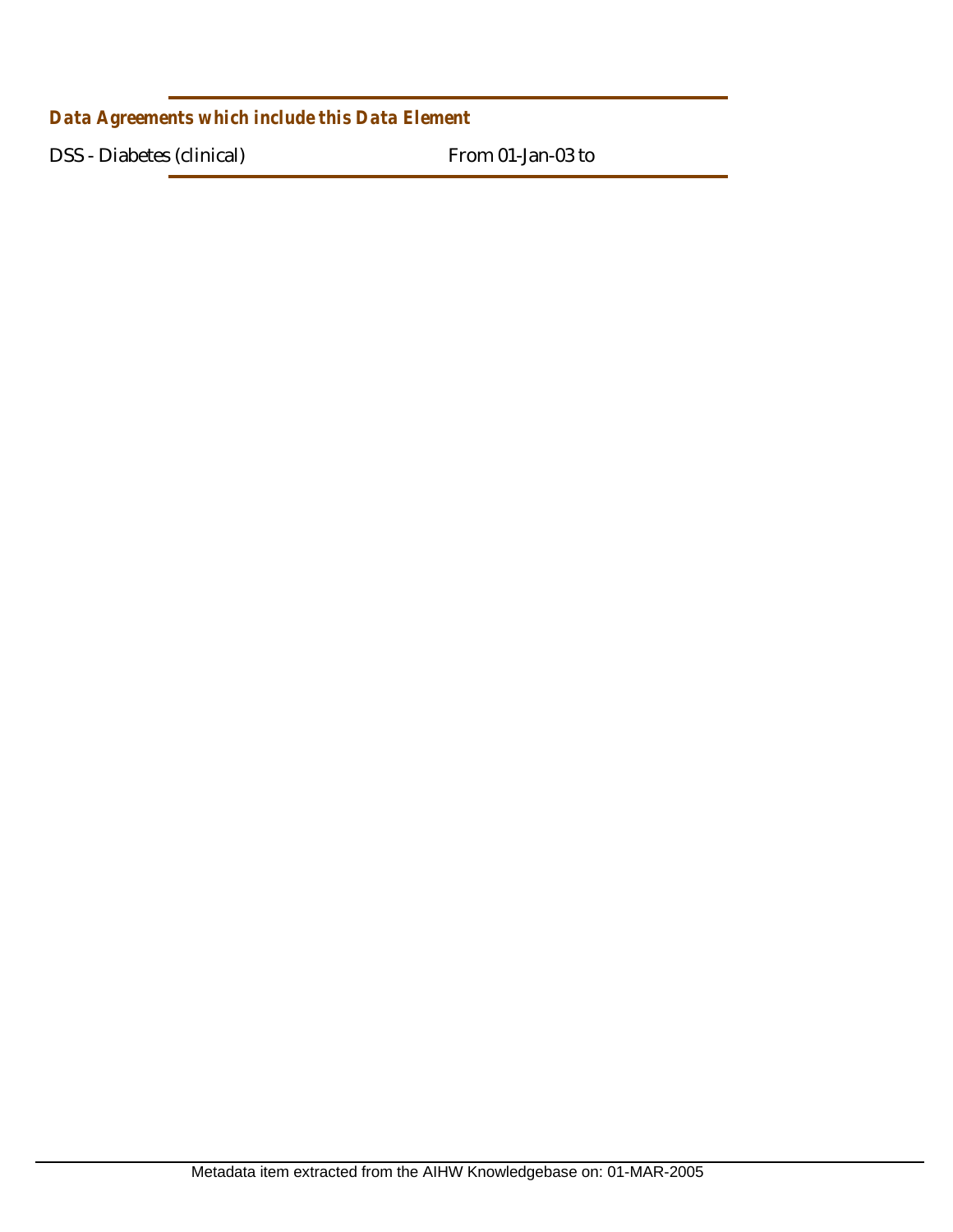### *Data Agreements which include this Data Element*

| | |
|---|---|
| DSS - Diabetes (clinical) | From 01-Jan-03 to |